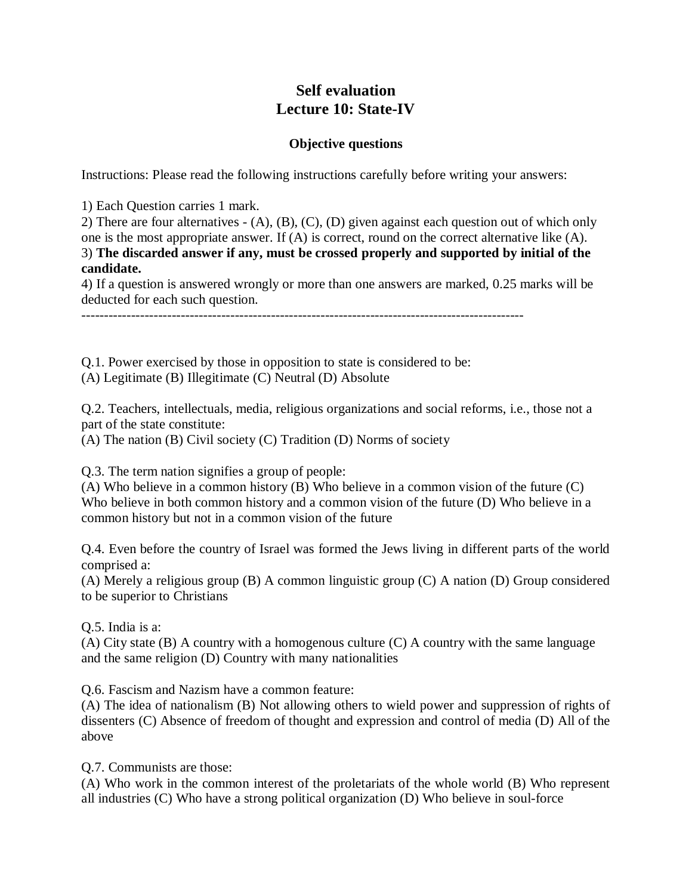# Self evaluation
# Lecture 10: State-IV

### Objective questions

Instructions: Please read the following instructions carefully before writing your answers:

1) Each Question carries 1 mark.
2) There are four alternatives - (A), (B), (C), (D) given against each question out of which only one is the most appropriate answer. If (A) is correct, round on the correct alternative like (A).
3) **The discarded answer if any, must be crossed properly and supported by initial of the candidate.**
4) If a question is answered wrongly or more than one answers are marked, 0.25 marks will be deducted for each such question.

---

Q.1. Power exercised by those in opposition to state is considered to be:
(A) Legitimate (B) Illegitimate (C) Neutral (D) Absolute

Q.2. Teachers, intellectuals, media, religious organizations and social reforms, i.e., those not a part of the state constitute:
(A) The nation (B) Civil society (C) Tradition (D) Norms of society

Q.3. The term nation signifies a group of people:
(A) Who believe in a common history (B) Who believe in a common vision of the future (C) Who believe in both common history and a common vision of the future (D) Who believe in a common history but not in a common vision of the future

Q.4. Even before the country of Israel was formed the Jews living in different parts of the world comprised a:
(A) Merely a religious group (B) A common linguistic group (C) A nation (D) Group considered to be superior to Christians

Q.5. India is a:
(A) City state (B) A country with a homogenous culture (C) A country with the same language and the same religion (D) Country with many nationalities

Q.6. Fascism and Nazism have a common feature:
(A) The idea of nationalism (B) Not allowing others to wield power and suppression of rights of dissenters (C) Absence of freedom of thought and expression and control of media (D) All of the above

Q.7. Communists are those:
(A) Who work in the common interest of the proletariats of the whole world (B) Who represent all industries (C) Who have a strong political organization (D) Who believe in soul-force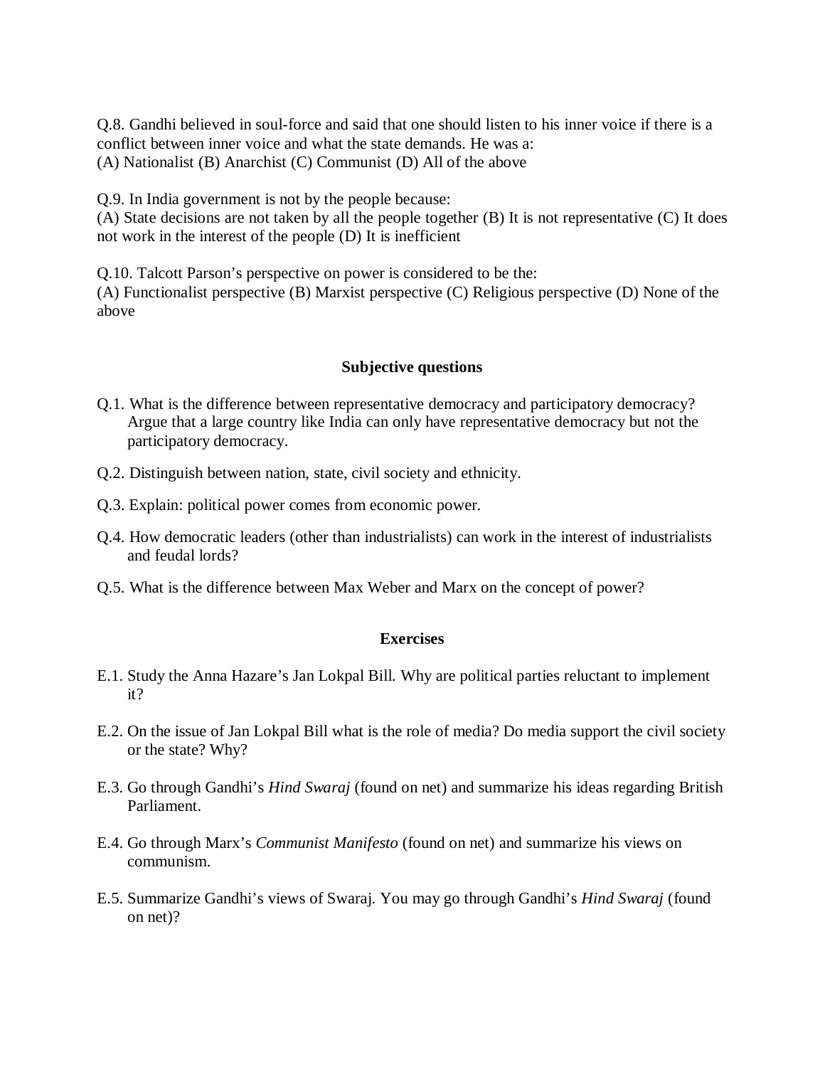Q.8. Gandhi believed in soul-force and said that one should listen to his inner voice if there is a conflict between inner voice and what the state demands. He was a:
(A) Nationalist (B) Anarchist (C) Communist (D) All of the above

Q.9. In India government is not by the people because:
(A) State decisions are not taken by all the people together (B) It is not representative (C) It does not work in the interest of the people (D) It is inefficient

Q.10. Talcott Parson's perspective on power is considered to be the:
(A) Functionalist perspective (B) Marxist perspective (C) Religious perspective (D) None of the above

## Subjective questions

Q.1. What is the difference between representative democracy and participatory democracy? Argue that a large country like India can only have representative democracy but not the participatory democracy.

Q.2. Distinguish between nation, state, civil society and ethnicity.

Q.3. Explain: political power comes from economic power.

Q.4. How democratic leaders (other than industrialists) can work in the interest of industrialists and feudal lords?

Q.5. What is the difference between Max Weber and Marx on the concept of power?

## Exercises

E.1. Study the Anna Hazare's Jan Lokpal Bill. Why are political parties reluctant to implement it?

E.2. On the issue of Jan Lokpal Bill what is the role of media? Do media support the civil society or the state? Why?

E.3. Go through Gandhi's *Hind Swaraj* (found on net) and summarize his ideas regarding British Parliament.

E.4. Go through Marx's *Communist Manifesto* (found on net) and summarize his views on communism.

E.5. Summarize Gandhi's views of Swaraj. You may go through Gandhi's *Hind Swaraj* (found on net)?